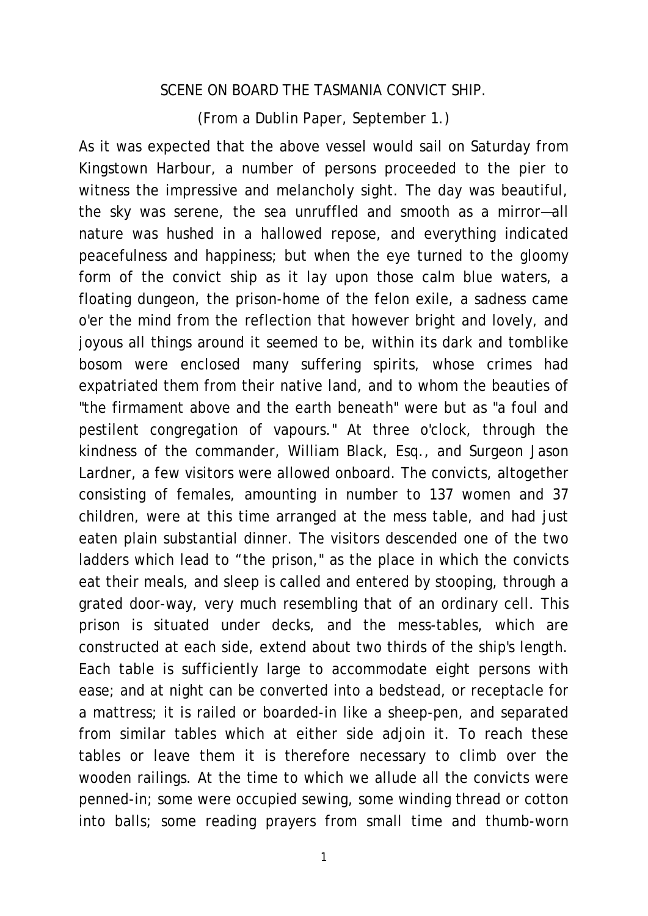# SCENE ON BOARD THE TASMANIA CONVICT SHIP.

(From a Dublin Paper, September 1.)

As it was expected that the above vessel would sail on Saturday from Kingstown Harbour, a number of persons proceeded to the pier to witness the impressive and melancholy sight. The day was beautiful, the sky was serene, the sea unruffled and smooth as a mirror—all nature was hushed in a hallowed repose, and everything indicated peacefulness and happiness; but when the eye turned to the gloomy form of the convict ship as it lay upon those calm blue waters, a floating dungeon, the prison-home of the felon exile, a sadness came o'er the mind from the reflection that however bright and lovely, and joyous all things around it seemed to be, within its dark and tomblike bosom were enclosed many suffering spirits, whose crimes had expatriated them from their native land, and to whom the beauties of "the firmament above and the earth beneath" were but as "a foul and pestilent congregation of vapours." At three o'clock, through the kindness of the commander, William Black, Esq., and Surgeon Jason Lardner, a few visitors were allowed onboard. The convicts, altogether consisting of females, amounting in number to 137 women and 37 children, were at this time arranged at the mess table, and had just eaten plain substantial dinner. The visitors descended one of the two ladders which lead to "the prison," as the place in which the convicts eat their meals, and sleep is called and entered by stooping, through a grated door-way, very much resembling that of an ordinary cell. This prison is situated under decks, and the mess-tables, which are constructed at each side, extend about two thirds of the ship's length. Each table is sufficiently large to accommodate eight persons with ease; and at night can be converted into a bedstead, or receptacle for a mattress; it is railed or boarded-in like a sheep-pen, and separated from similar tables which at either side adjoin it. To reach these tables or leave them it is therefore necessary to climb over the wooden railings. At the time to which we allude all the convicts were penned-in; some were occupied sewing, some winding thread or cotton into balls; some reading prayers from small time and thumb-worn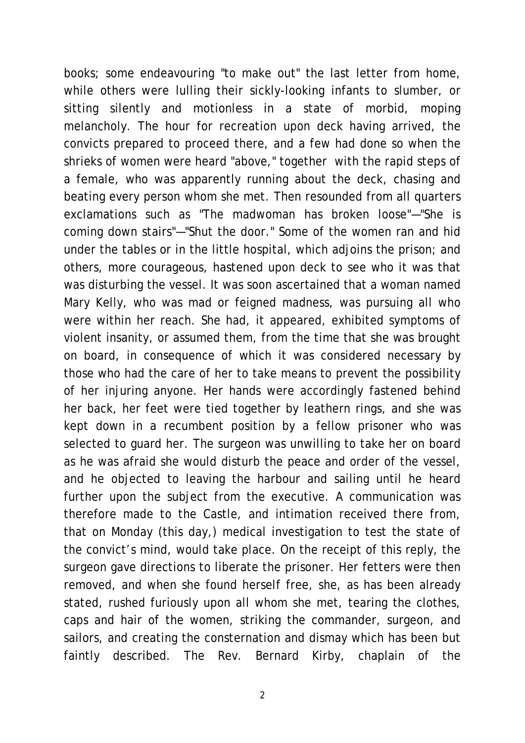books; some endeavouring "to make out" the last letter from home, while others were lulling their sickly-looking infants to slumber, or sitting silently and motionless in a state of morbid, moping melancholy. The hour for recreation upon deck having arrived, the convicts prepared to proceed there, and a few had done so when the shrieks of women were heard "above," together with the rapid steps of a female, who was apparently running about the deck, chasing and beating every person whom she met. Then resounded from all quarters exclamations such as "The madwoman has broken loose"—"She is coming down stairs"—"Shut the door." Some of the women ran and hid under the tables or in the little hospital, which adjoins the prison; and others, more courageous, hastened upon deck to see who it was that was disturbing the vessel. It was soon ascertained that a woman named Mary Kelly, who was mad or feigned madness, was pursuing all who were within her reach. She had, it appeared, exhibited symptoms of violent insanity, or assumed them, from the time that she was brought on board, in consequence of which it was considered necessary by those who had the care of her to take means to prevent the possibility of her injuring anyone. Her hands were accordingly fastened behind her back, her feet were tied together by leathern rings, and she was kept down in a recumbent position by a fellow prisoner who was selected to guard her. The surgeon was unwilling to take her on board as he was afraid she would disturb the peace and order of the vessel, and he objected to leaving the harbour and sailing until he heard further upon the subject from the executive. A communication was therefore made to the Castle, and intimation received there from, that on Monday (this day,) medical investigation to test the state of the convict's mind, would take place. On the receipt of this reply, the surgeon gave directions to liberate the prisoner. Her fetters were then removed, and when she found herself free, she, as has been already stated, rushed furiously upon all whom she met, tearing the clothes, caps and hair of the women, striking the commander, surgeon, and sailors, and creating the consternation and dismay which has been but faintly described. The Rev. Bernard Kirby, chaplain of the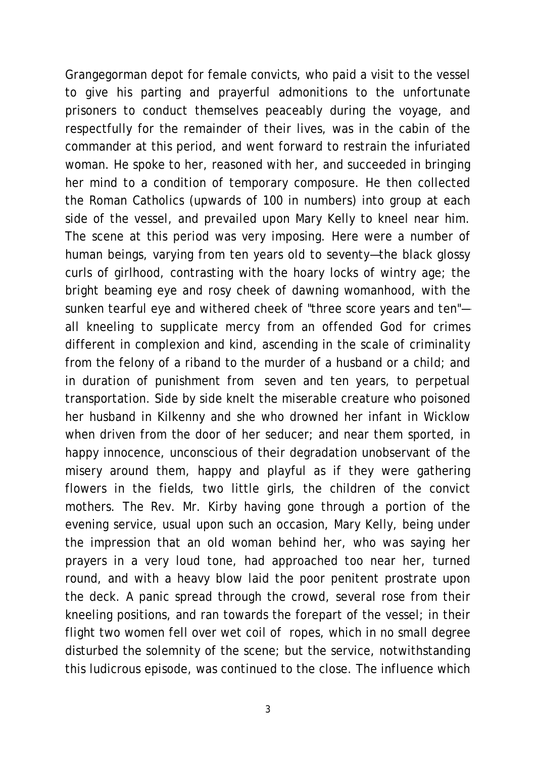Grangegorman depot for female convicts, who paid a visit to the vessel to give his parting and prayerful admonitions to the unfortunate prisoners to conduct themselves peaceably during the voyage, and respectfully for the remainder of their lives, was in the cabin of the commander at this period, and went forward to restrain the infuriated woman. He spoke to her, reasoned with her, and succeeded in bringing her mind to a condition of temporary composure. He then collected the Roman Catholics (upwards of 100 in numbers) into group at each side of the vessel, and prevailed upon Mary Kelly to kneel near him. The scene at this period was very imposing. Here were a number of human beings, varying from ten years old to seventy—the black glossy curls of girlhood, contrasting with the hoary locks of wintry age; the bright beaming eye and rosy cheek of dawning womanhood, with the sunken tearful eye and withered cheek of "three score years and ten"—all kneeling to supplicate mercy from an offended God for crimes different in complexion and kind, ascending in the scale of criminality from the felony of a riband to the murder of a husband or a child; and in duration of punishment from seven and ten years, to perpetual transportation. Side by side knelt the miserable creature who poisoned her husband in Kilkenny and she who drowned her infant in Wicklow when driven from the door of her seducer; and near them sported, in happy innocence, unconscious of their degradation unobservant of the misery around them, happy and playful as if they were gathering flowers in the fields, two little girls, the children of the convict mothers. The Rev. Mr. Kirby having gone through a portion of the evening service, usual upon such an occasion, Mary Kelly, being under the impression that an old woman behind her, who was saying her prayers in a very loud tone, had approached too near her, turned round, and with a heavy blow laid the poor penitent prostrate upon the deck. A panic spread through the crowd, several rose from their kneeling positions, and ran towards the forepart of the vessel; in their flight two women fell over wet coil of ropes, which in no small degree disturbed the solemnity of the scene; but the service, notwithstanding this ludicrous episode, was continued to the close. The influence which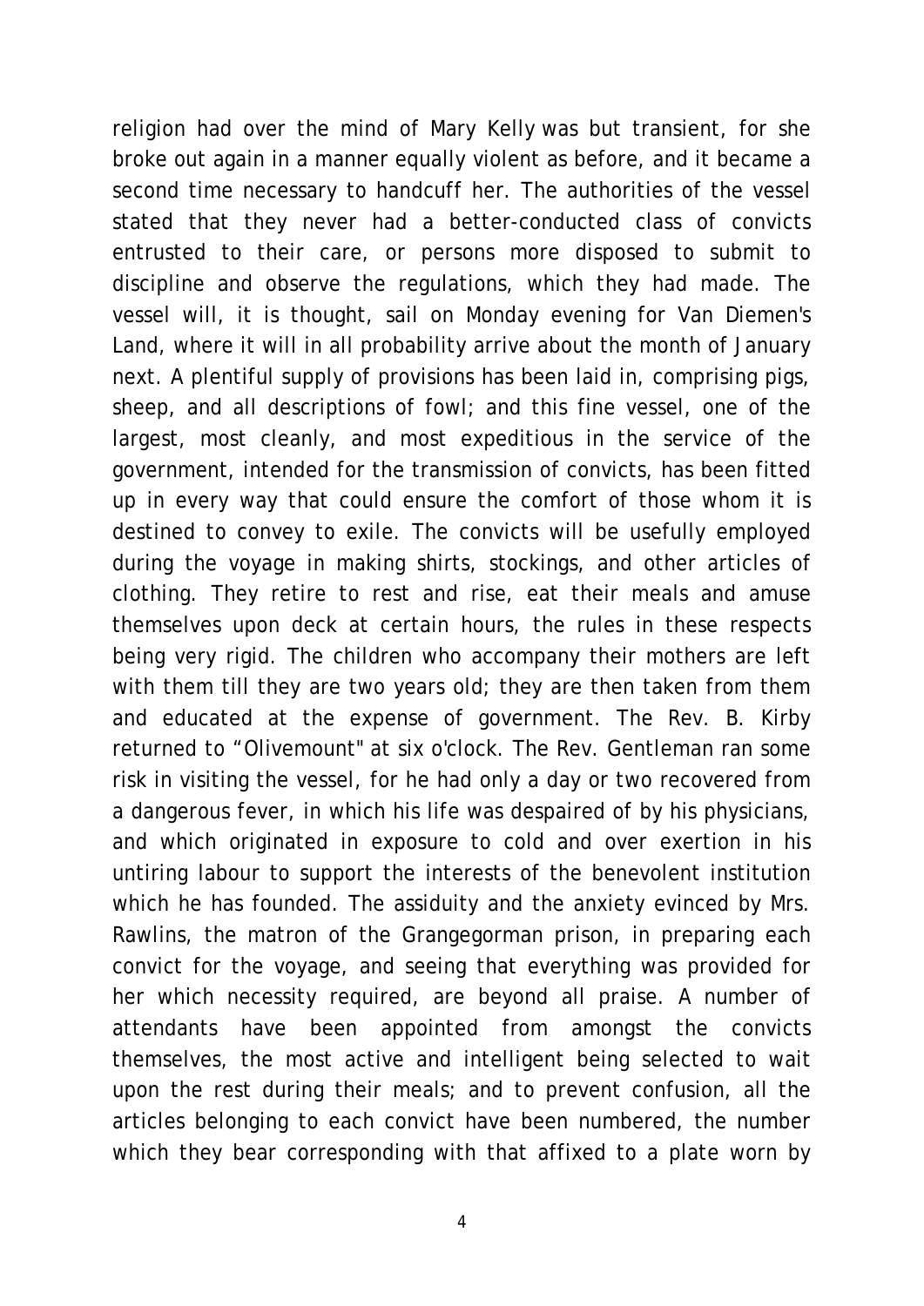religion had over the mind of Mary Kelly was but transient, for she broke out again in a manner equally violent as before, and it became a second time necessary to handcuff her. The authorities of the vessel stated that they never had a better-conducted class of convicts entrusted to their care, or persons more disposed to submit to discipline and observe the regulations, which they had made. The vessel will, it is thought, sail on Monday evening for Van Diemen's Land, where it will in all probability arrive about the month of January next. A plentiful supply of provisions has been laid in, comprising pigs, sheep, and all descriptions of fowl; and this fine vessel, one of the largest, most cleanly, and most expeditious in the service of the government, intended for the transmission of convicts, has been fitted up in every way that could ensure the comfort of those whom it is destined to convey to exile. The convicts will be usefully employed during the voyage in making shirts, stockings, and other articles of clothing. They retire to rest and rise, eat their meals and amuse themselves upon deck at certain hours, the rules in these respects being very rigid. The children who accompany their mothers are left with them till they are two years old; they are then taken from them and educated at the expense of government. The Rev. B. Kirby returned to "Olivemount" at six o'clock. The Rev. Gentleman ran some risk in visiting the vessel, for he had only a day or two recovered from a dangerous fever, in which his life was despaired of by his physicians, and which originated in exposure to cold and over exertion in his untiring labour to support the interests of the benevolent institution which he has founded. The assiduity and the anxiety evinced by Mrs. Rawlins, the matron of the Grangegorman prison, in preparing each convict for the voyage, and seeing that everything was provided for her which necessity required, are beyond all praise. A number of attendants have been appointed from amongst the convicts themselves, the most active and intelligent being selected to wait upon the rest during their meals; and to prevent confusion, all the articles belonging to each convict have been numbered, the number which they bear corresponding with that affixed to a plate worn by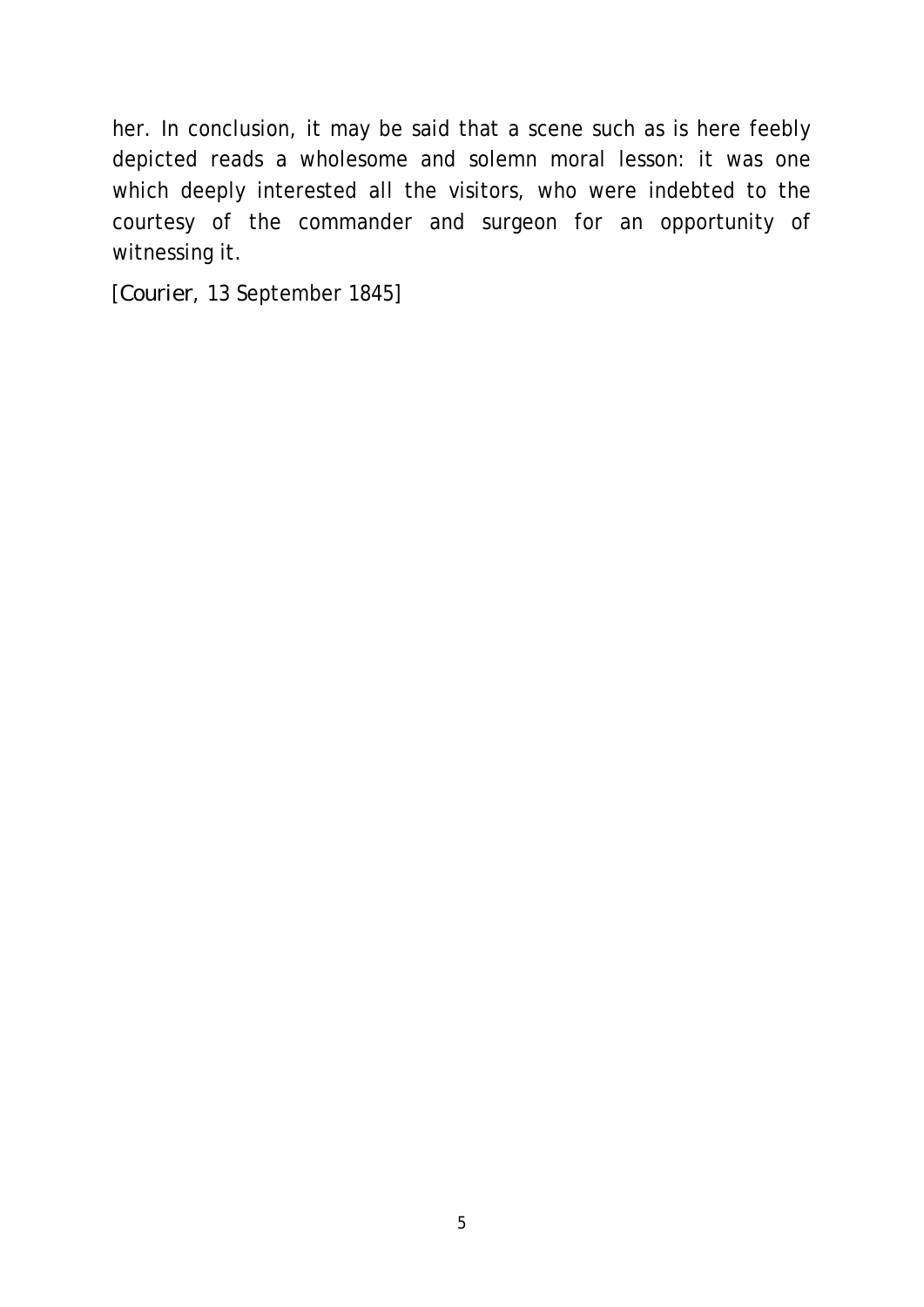her. In conclusion, it may be said that a scene such as is here feebly depicted reads a wholesome and solemn moral lesson: it was one which deeply interested all the visitors, who were indebted to the courtesy of the commander and surgeon for an opportunity of witnessing it.

[*Courier*, 13 September 1845]